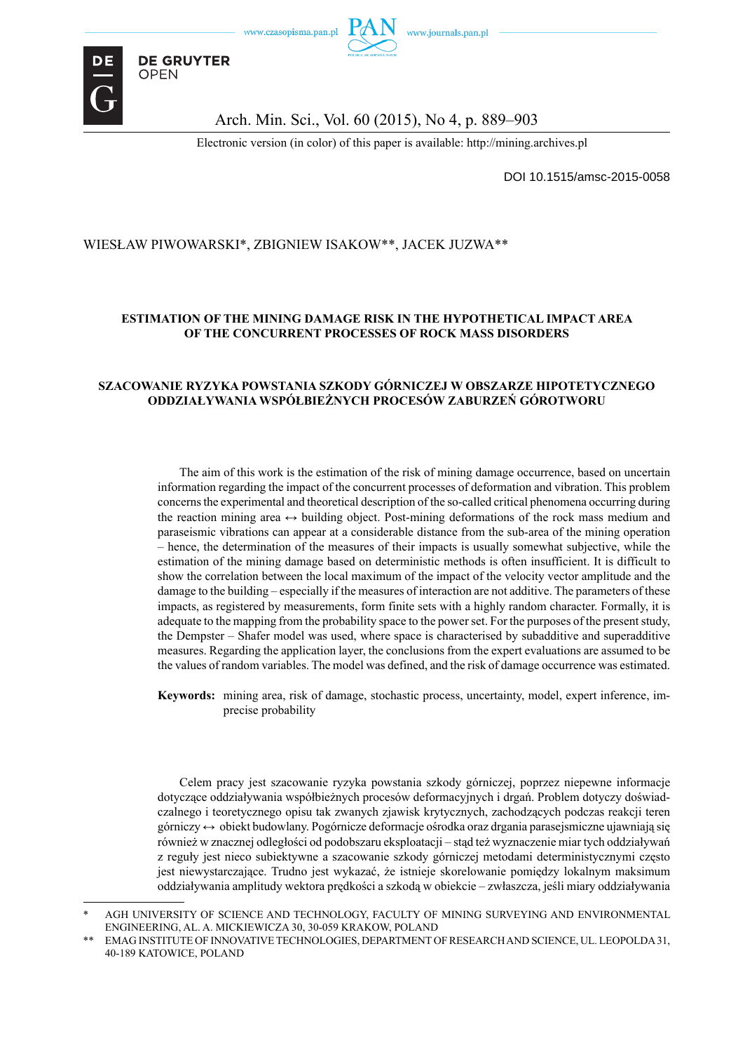Electronic version (in color) of this paper is available: http://mining.archives.pl

DOI 10.1515/amsc-2015-0058

WIESŁAW PIWOWARSKI*, ZBIGNIEW ISAKOW**, JACEK JUZWA**

# ESTIMATION OF THE MINING DAMAGE RISK IN THE HYPOTHETICAL IMPACT AREA OF THE CONCURRENT PROCESSES OF ROCK MASS DISORDERS

# SZACOWANIE RYZYKA POWSTANIA SZKODY GÓRNICZEJ W OBSZARZE HIPOTETYCZNEGO ODDZIAŁYWANIA WSPÓŁBIEŻNYCH PROCESÓW ZABURZEŃ GÓROTWORU

The aim of this work is the estimation of the risk of mining damage occurrence, based on uncertain information regarding the impact of the concurrent processes of deformation and vibration. This problem concerns the experimental and theoretical description of the so-called critical phenomena occurring during the reaction mining area ↔ building object. Post-mining deformations of the rock mass medium and paraseismic vibrations can appear at a considerable distance from the sub-area of the mining operation – hence, the determination of the measures of their impacts is usually somewhat subjective, while the estimation of the mining damage based on deterministic methods is often insufficient. It is difficult to show the correlation between the local maximum of the impact of the velocity vector amplitude and the damage to the building – especially if the measures of interaction are not additive. The parameters of these impacts, as registered by measurements, form finite sets with a highly random character. Formally, it is adequate to the mapping from the probability space to the power set. For the purposes of the present study, the Dempster – Shafer model was used, where space is characterised by subadditive and superadditive measures. Regarding the application layer, the conclusions from the expert evaluations are assumed to be the values of random variables. The model was defined, and the risk of damage occurrence was estimated.

**Keywords:** mining area, risk of damage, stochastic process, uncertainty, model, expert inference, imprecise probability

Celem pracy jest szacowanie ryzyka powstania szkody górniczej, poprzez niepewne informacje dotyczące oddziaływania współbieżnych procesów deformacyjnych i drgań. Problem dotyczy doświadczalnego i teoretycznego opisu tak zwanych zjawisk krytycznych, zachodzących podczas reakcji teren górniczy ↔ obiekt budowlany. Pogórnicze deformacje ośrodka oraz drgania parasejsmiczne ujawniają się również w znacznej odległości od podobszaru eksploatacji – stąd też wyznaczenie miar tych oddziaływań z reguły jest nieco subiektywne a szacowanie szkody górniczej metodami deterministycznymi często jest niewystarczające. Trudno jest wykazać, że istnieje skorelowanie pomiędzy lokalnym maksimum oddziaływania amplitudy wektora prędkości a szkodą w obiekcie – zwłaszcza, jeśli miary oddziaływania

---

\* AGH UNIVERSITY OF SCIENCE AND TECHNOLOGY, FACULTY OF MINING SURVEYING AND ENVIRONMENTAL ENGINEERING, AL. A. MICKIEWICZA 30, 30-059 KRAKOW, POLAND

\** EMAG INSTITUTE OF INNOVATIVE TECHNOLOGIES, DEPARTMENT OF RESEARCH AND SCIENCE, UL. LEOPOLDA 31, 40-189 KATOWICE, POLAND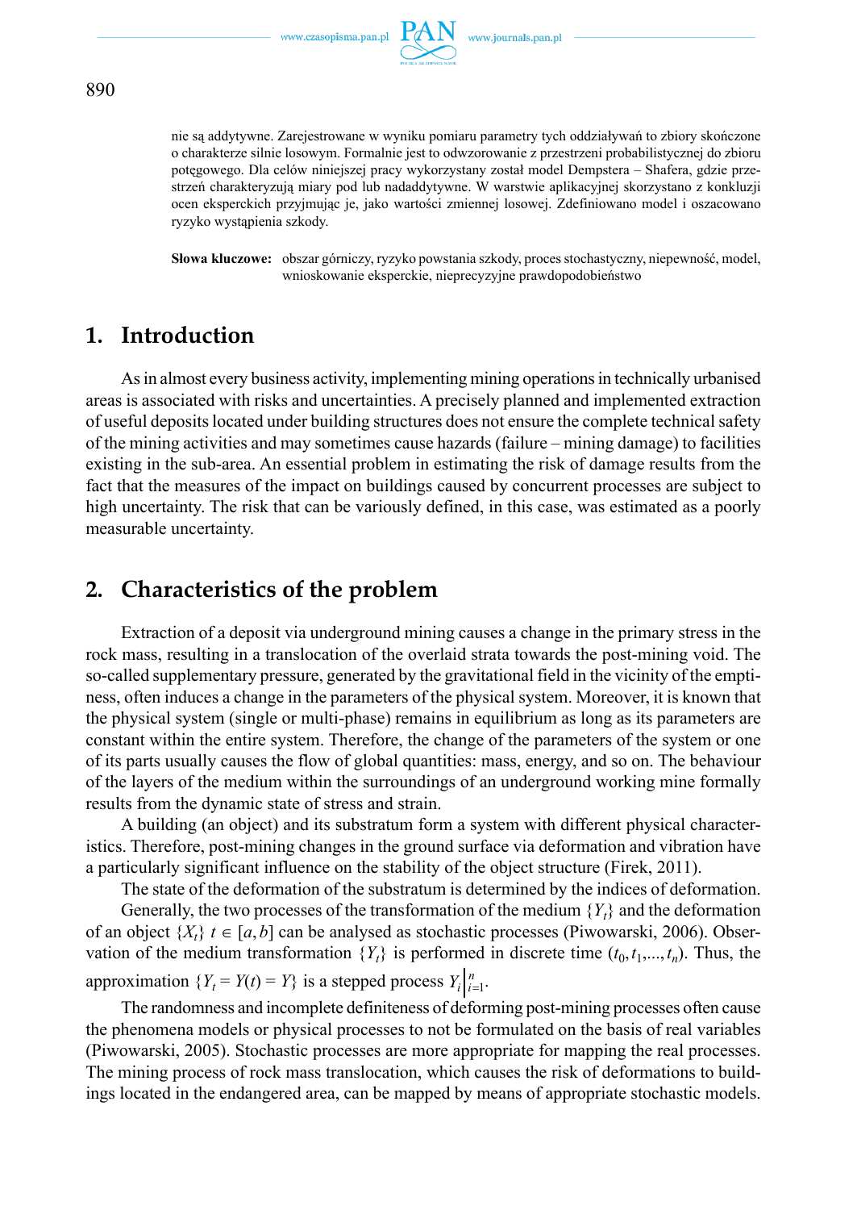nie są addytywne. Zarejestrowane w wyniku pomiaru parametry tych oddziaływań to zbiory skończone o charakterze silnie losowym. Formalnie jest to odwzorowanie z przestrzeni probabilistycznej do zbioru potęgowego. Dla celów niniejszej pracy wykorzystany został model Dempstera – Shafera, gdzie przestrzeń charakteryzują miary pod lub nadaddytywne. W warstwie aplikacyjnej skorzystano z konkluzji ocen eksperckich przyjmując je, jako wartości zmiennej losowej. Zdefiniowano model i oszacowano ryzyko wystąpienia szkody.

**Słowa kluczowe:** obszar górniczy, ryzyko powstania szkody, proces stochastyczny, niepewność, model, wnioskowanie eksperckie, nieprecyzyjne prawdopodobieństwo

## 1. Introduction

As in almost every business activity, implementing mining operations in technically urbanised areas is associated with risks and uncertainties. A precisely planned and implemented extraction of useful deposits located under building structures does not ensure the complete technical safety of the mining activities and may sometimes cause hazards (failure – mining damage) to facilities existing in the sub-area. An essential problem in estimating the risk of damage results from the fact that the measures of the impact on buildings caused by concurrent processes are subject to high uncertainty. The risk that can be variously defined, in this case, was estimated as a poorly measurable uncertainty.

## 2. Characteristics of the problem

Extraction of a deposit via underground mining causes a change in the primary stress in the rock mass, resulting in a translocation of the overlaid strata towards the post-mining void. The so-called supplementary pressure, generated by the gravitational field in the vicinity of the emptiness, often induces a change in the parameters of the physical system. Moreover, it is known that the physical system (single or multi-phase) remains in equilibrium as long as its parameters are constant within the entire system. Therefore, the change of the parameters of the system or one of its parts usually causes the flow of global quantities: mass, energy, and so on. The behaviour of the layers of the medium within the surroundings of an underground working mine formally results from the dynamic state of stress and strain.

A building (an object) and its substratum form a system with different physical characteristics. Therefore, post-mining changes in the ground surface via deformation and vibration have a particularly significant influence on the stability of the object structure (Firek, 2011).

The state of the deformation of the substratum is determined by the indices of deformation.

Generally, the two processes of the transformation of the medium $\{Y_t\}$ and the deformation of an object $\{X_t\}$ $t \in [a,b]$ can be analysed as stochastic processes (Piwowarski, 2006). Observation of the medium transformation $\{Y_t\}$ is performed in discrete time $(t_0, t_1, ..., t_n)$. Thus, the approximation $\{Y_t = Y(t) = Y\}$ is a stepped process $Y_i\Big|_{i=1}^{n}$.

The randomness and incomplete definiteness of deforming post-mining processes often cause the phenomena models or physical processes to not be formulated on the basis of real variables (Piwowarski, 2005). Stochastic processes are more appropriate for mapping the real processes. The mining process of rock mass translocation, which causes the risk of deformations to buildings located in the endangered area, can be mapped by means of appropriate stochastic models.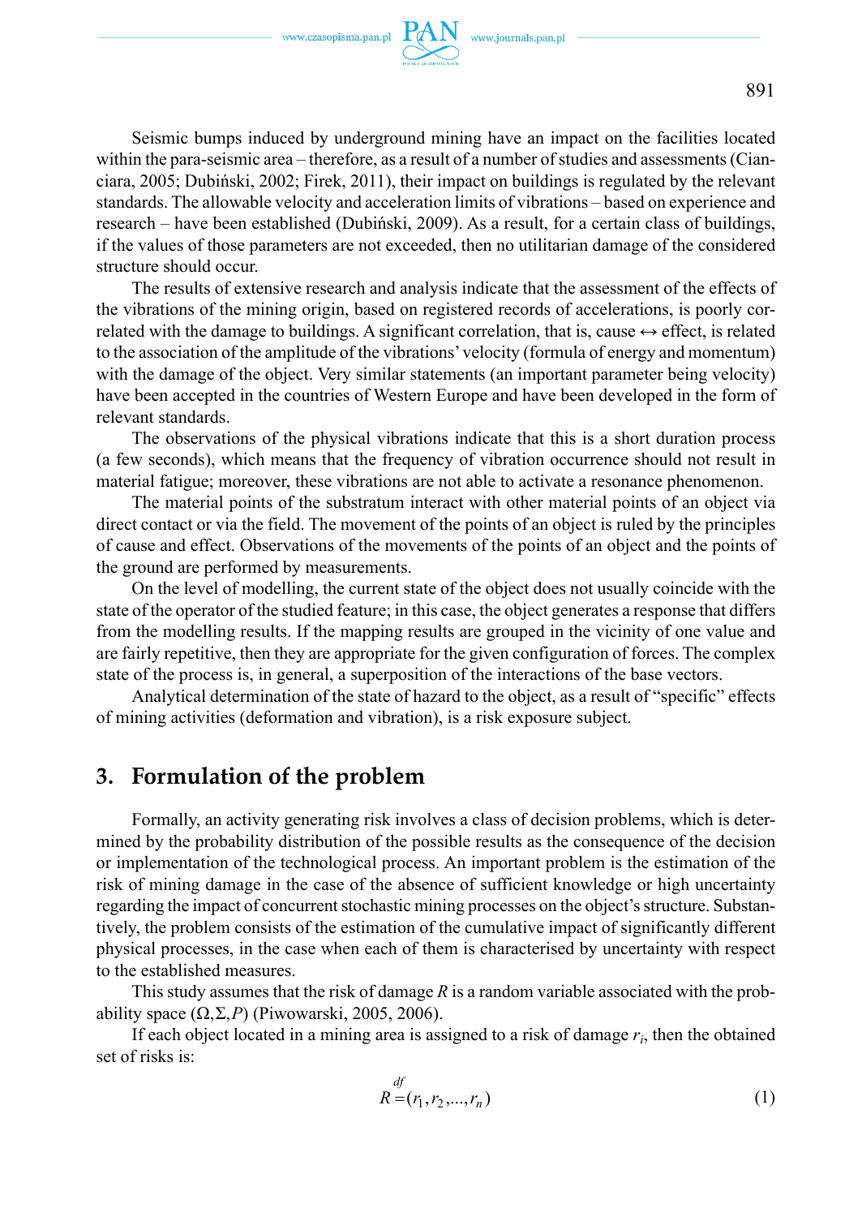Seismic bumps induced by underground mining have an impact on the facilities located within the para-seismic area – therefore, as a result of a number of studies and assessments (Cianciara, 2005; Dubiński, 2002; Firek, 2011), their impact on buildings is regulated by the relevant standards. The allowable velocity and acceleration limits of vibrations – based on experience and research – have been established (Dubiński, 2009). As a result, for a certain class of buildings, if the values of those parameters are not exceeded, then no utilitarian damage of the considered structure should occur.

The results of extensive research and analysis indicate that the assessment of the effects of the vibrations of the mining origin, based on registered records of accelerations, is poorly correlated with the damage to buildings. A significant correlation, that is, cause ↔ effect, is related to the association of the amplitude of the vibrations' velocity (formula of energy and momentum) with the damage of the object. Very similar statements (an important parameter being velocity) have been accepted in the countries of Western Europe and have been developed in the form of relevant standards.

The observations of the physical vibrations indicate that this is a short duration process (a few seconds), which means that the frequency of vibration occurrence should not result in material fatigue; moreover, these vibrations are not able to activate a resonance phenomenon.

The material points of the substratum interact with other material points of an object via direct contact or via the field. The movement of the points of an object is ruled by the principles of cause and effect. Observations of the movements of the points of an object and the points of the ground are performed by measurements.

On the level of modelling, the current state of the object does not usually coincide with the state of the operator of the studied feature; in this case, the object generates a response that differs from the modelling results. If the mapping results are grouped in the vicinity of one value and are fairly repetitive, then they are appropriate for the given configuration of forces. The complex state of the process is, in general, a superposition of the interactions of the base vectors.

Analytical determination of the state of hazard to the object, as a result of "specific" effects of mining activities (deformation and vibration), is a risk exposure subject.

## 3. Formulation of the problem

Formally, an activity generating risk involves a class of decision problems, which is determined by the probability distribution of the possible results as the consequence of the decision or implementation of the technological process. An important problem is the estimation of the risk of mining damage in the case of the absence of sufficient knowledge or high uncertainty regarding the impact of concurrent stochastic mining processes on the object's structure. Substantively, the problem consists of the estimation of the cumulative impact of significantly different physical processes, in the case when each of them is characterised by uncertainty with respect to the established measures.

This study assumes that the risk of damage $R$ is a random variable associated with the probability space $(\Omega, \Sigma, P)$ (Piwowarski, 2005, 2006).

If each object located in a mining area is assigned to a risk of damage $r_i$, then the obtained set of risks is:

$$R \stackrel{df}{=} (r_1, r_2, ..., r_n) \tag{1}$$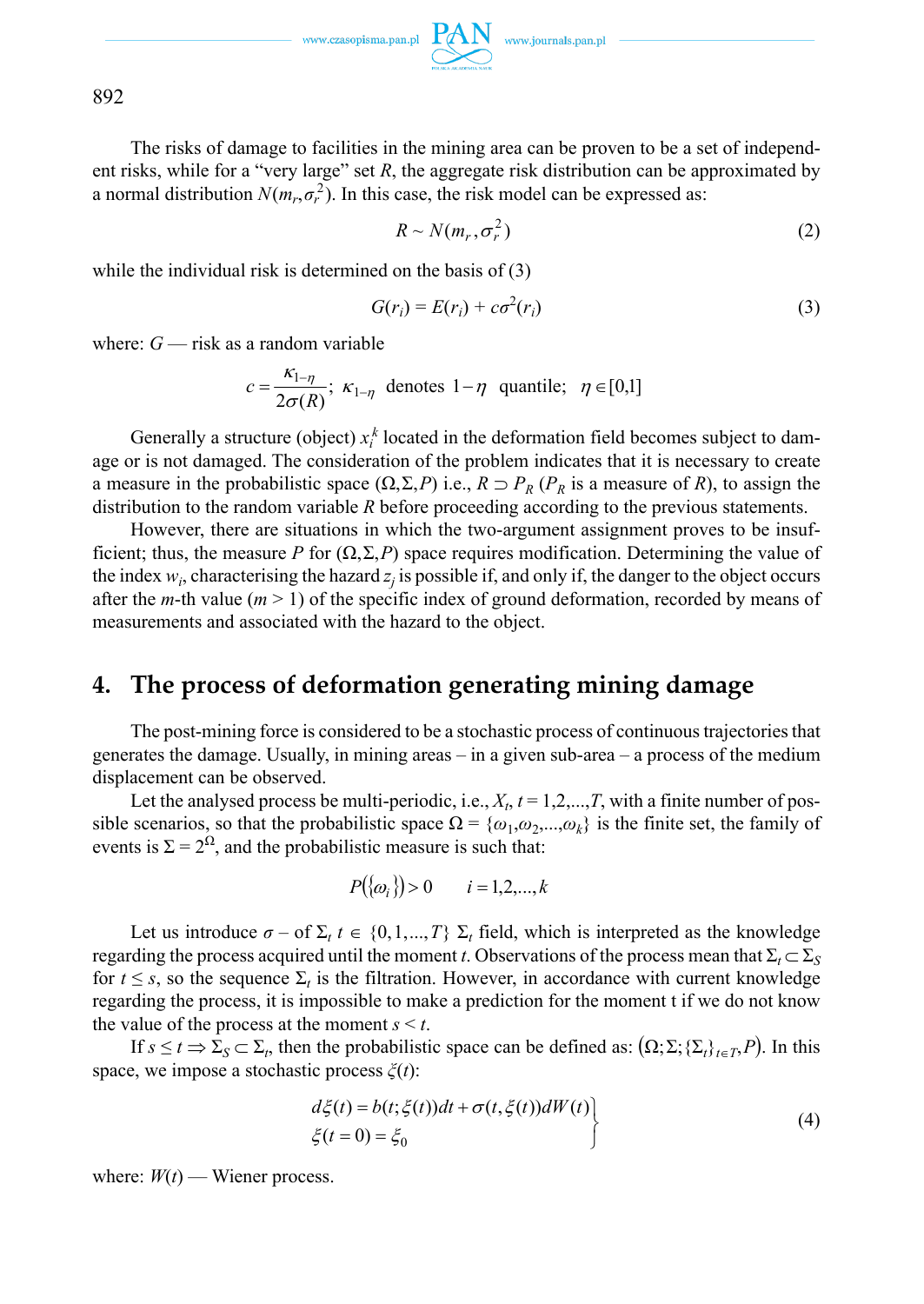The risks of damage to facilities in the mining area can be proven to be a set of independent risks, while for a "very large" set $R$, the aggregate risk distribution can be approximated by a normal distribution $N(m_r, \sigma_r^2)$. In this case, the risk model can be expressed as:

$$R \sim N(m_r, \sigma_r^2) \tag{2}$$

while the individual risk is determined on the basis of (3)

$$G(r_i) = E(r_i) + c\sigma^2(r_i) \tag{3}$$

where: $G$ — risk as a random variable

$$c = \frac{\kappa_{1-\eta}}{2\sigma(R)}; \ \kappa_{1-\eta} \ \text{denotes} \ 1-\eta \ \text{quantile}; \ \ \eta \in [0,1]$$

Generally a structure (object) $x_i^k$ located in the deformation field becomes subject to damage or is not damaged. The consideration of the problem indicates that it is necessary to create a measure in the probabilistic space $(\Omega, \Sigma, P)$ i.e., $R \supset P_R$ ($P_R$ is a measure of $R$), to assign the distribution to the random variable $R$ before proceeding according to the previous statements.

However, there are situations in which the two-argument assignment proves to be insufficient; thus, the measure $P$ for $(\Omega, \Sigma, P)$ space requires modification. Determining the value of the index $w_i$, characterising the hazard $z_j$ is possible if, and only if, the danger to the object occurs after the $m$-th value ($m > 1$) of the specific index of ground deformation, recorded by means of measurements and associated with the hazard to the object.

## 4. The process of deformation generating mining damage

The post-mining force is considered to be a stochastic process of continuous trajectories that generates the damage. Usually, in mining areas – in a given sub-area – a process of the medium displacement can be observed.

Let the analysed process be multi-periodic, i.e., $X_t$, $t = 1,2,...,T$, with a finite number of possible scenarios, so that the probabilistic space $\Omega = \{\omega_1, \omega_2, ..., \omega_k\}$ is the finite set, the family of events is $\Sigma = 2^{\Omega}$, and the probabilistic measure is such that:

$$P(\{\omega_i\}) > 0 \qquad i = 1,2,...,k$$

Let us introduce $\sigma$ – of $\Sigma_t$ $t \in \{0,1,...,T\}$ $\Sigma_t$ field, which is interpreted as the knowledge regarding the process acquired until the moment $t$. Observations of the process mean that $\Sigma_t \subset \Sigma_S$ for $t \leq s$, so the sequence $\Sigma_t$ is the filtration. However, in accordance with current knowledge regarding the process, it is impossible to make a prediction for the moment t if we do not know the value of the process at the moment $s < t$.

If $s \leq t \Rightarrow \Sigma_S \subset \Sigma_t$, then the probabilistic space can be defined as: $(\Omega; \Sigma; \{\Sigma_t\}_{t \in T}, P)$. In this space, we impose a stochastic process $\xi(t)$:

$$\left.\begin{aligned} d\xi(t) &= b(t; \xi(t))dt + \sigma(t, \xi(t))dW(t) \\ \xi(t=0) &= \xi_0 \end{aligned}\right\} \tag{4}$$

where: $W(t)$ — Wiener process.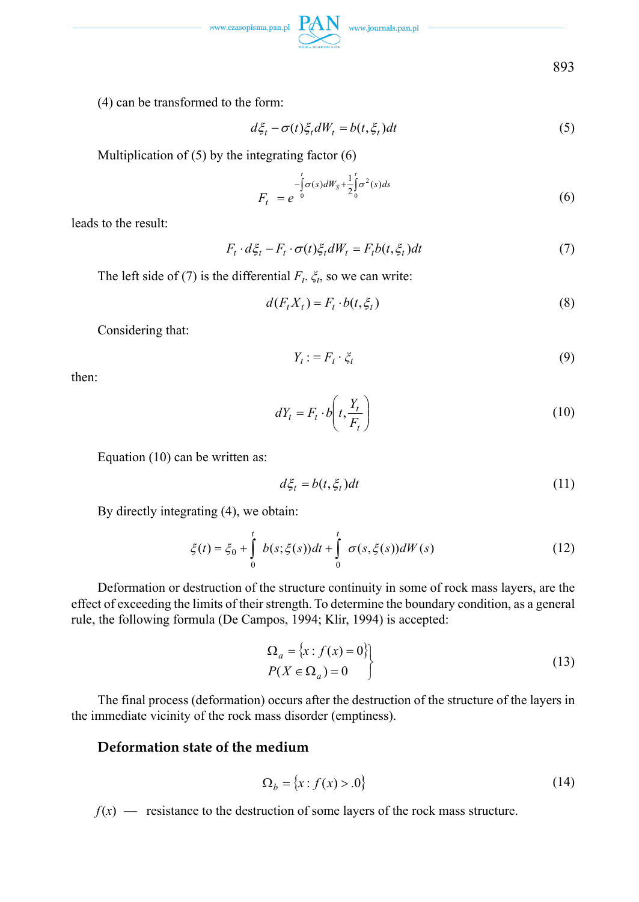(4) can be transformed to the form:

$$d\xi_t - \sigma(t)\xi_t dW_t = b(t,\xi_t)dt \tag{5}$$

Multiplication of (5) by the integrating factor (6)

$$F_t = e^{-\int_0^t \sigma(s)dW_S + \frac{1}{2}\int_0^t \sigma^2(s)ds} \tag{6}$$

leads to the result:

$$F_t \cdot d\xi_t - F_t \cdot \sigma(t)\xi_t dW_t = F_t b(t,\xi_t)dt \tag{7}$$

The left side of (7) is the differential $F_t$. $\xi_t$, so we can write:

$$d(F_t X_t) = F_t \cdot b(t,\xi_t) \tag{8}$$

Considering that:

$$Y_t := F_t \cdot \xi_t \tag{9}$$

then:

$$dY_t = F_t \cdot b\left(t, \frac{Y_t}{F_t}\right) \tag{10}$$

Equation (10) can be written as:

$$d\xi_t = b(t,\xi_t)dt \tag{11}$$

By directly integrating (4), we obtain:

$$\xi(t) = \xi_0 + \int_0^t b(s;\xi(s))dt + \int_0^t \sigma(s,\xi(s))dW(s) \tag{12}$$

Deformation or destruction of the structure continuity in some of rock mass layers, are the effect of exceeding the limits of their strength. To determine the boundary condition, as a general rule, the following formula (De Campos, 1994; Klir, 1994) is accepted:

$$\left.\begin{aligned} &\Omega_a = \{x : f(x) = 0\} \\ &P(X \in \Omega_a) = 0 \end{aligned}\right\} \tag{13}$$

The final process (deformation) occurs after the destruction of the structure of the layers in the immediate vicinity of the rock mass disorder (emptiness).

### Deformation state of the medium

$$\Omega_b = \{x : f(x) > .0\} \tag{14}$$

$f(x)$ — resistance to the destruction of some layers of the rock mass structure.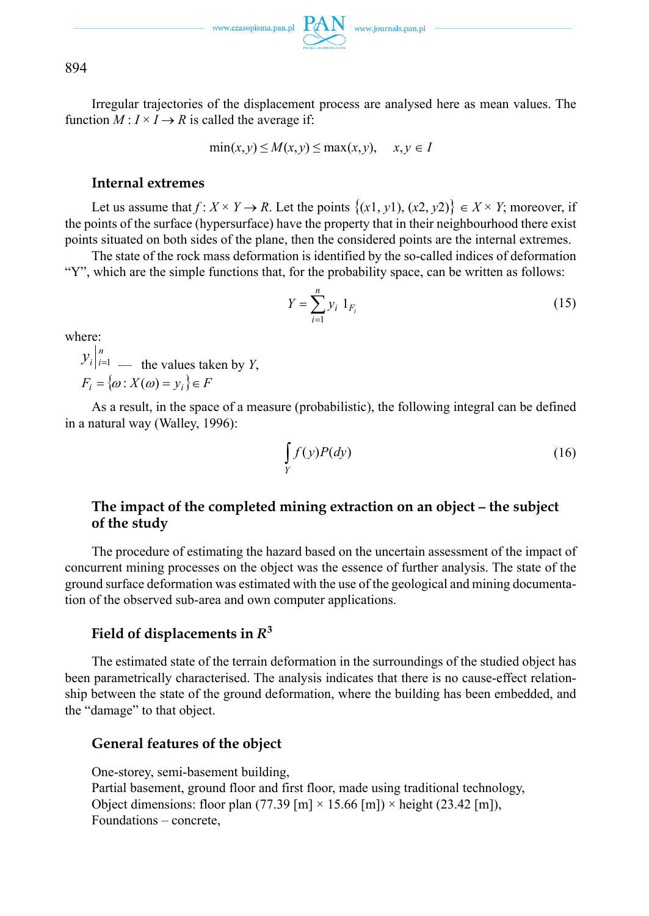Irregular trajectories of the displacement process are analysed here as mean values. The function $M : I \times I \rightarrow R$ is called the average if:

$$\min(x,y) \leq M(x,y) \leq \max(x,y), \quad x,y \in I$$

### Internal extremes

Let us assume that $f : X \times Y \rightarrow R$. Let the points $\{(x1, y1), (x2, y2)\} \in X \times Y$; moreover, if the points of the surface (hypersurface) have the property that in their neighbourhood there exist points situated on both sides of the plane, then the considered points are the internal extremes.

The state of the rock mass deformation is identified by the so-called indices of deformation "Y", which are the simple functions that, for the probability space, can be written as follows:

$$Y = \sum_{i=1}^{n} y_i \, 1_{F_i} \tag{15}$$

where:

$y_i \Big|_{i=1}^{n}$ — the values taken by $Y$,

$F_i = \{\omega : X(\omega) = y_i\} \in F$

As a result, in the space of a measure (probabilistic), the following integral can be defined in a natural way (Walley, 1996):

$$\int_Y f(y) P(dy) \tag{16}$$

### The impact of the completed mining extraction on an object – the subject of the study

The procedure of estimating the hazard based on the uncertain assessment of the impact of concurrent mining processes on the object was the essence of further analysis. The state of the ground surface deformation was estimated with the use of the geological and mining documentation of the observed sub-area and own computer applications.

### Field of displacements in $R^3$

The estimated state of the terrain deformation in the surroundings of the studied object has been parametrically characterised. The analysis indicates that there is no cause-effect relationship between the state of the ground deformation, where the building has been embedded, and the "damage" to that object.

### General features of the object

One-storey, semi-basement building,
Partial basement, ground floor and first floor, made using traditional technology,
Object dimensions: floor plan (77.39 [m] × 15.66 [m]) × height (23.42 [m]),
Foundations – concrete,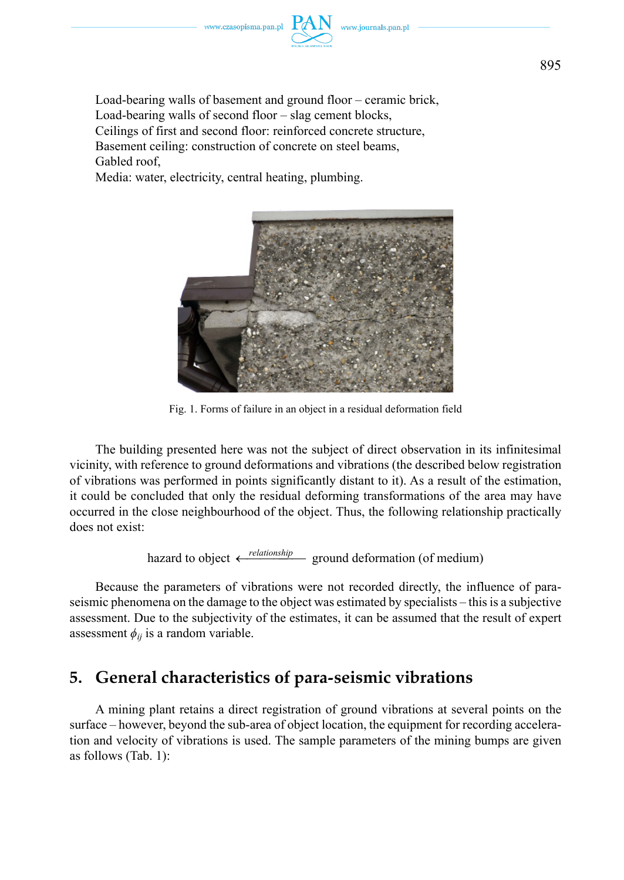Load-bearing walls of basement and ground floor – ceramic brick,
Load-bearing walls of second floor – slag cement blocks,
Ceilings of first and second floor: reinforced concrete structure,
Basement ceiling: construction of concrete on steel beams,
Gabled roof,
Media: water, electricity, central heating, plumbing.

Fig. 1. Forms of failure in an object in a residual deformation field

The building presented here was not the subject of direct observation in its infinitesimal vicinity, with reference to ground deformations and vibrations (the described below registration of vibrations was performed in points significantly distant to it). As a result of the estimation, it could be concluded that only the residual deforming transformations of the area may have occurred in the close neighbourhood of the object. Thus, the following relationship practically does not exist:

$$\text{hazard to object} \xleftarrow{\textit{relationship}} \text{ground deformation (of medium)}$$

Because the parameters of vibrations were not recorded directly, the influence of para-seismic phenomena on the damage to the object was estimated by specialists – this is a subjective assessment. Due to the subjectivity of the estimates, it can be assumed that the result of expert assessment $\phi_{ij}$ is a random variable.

## 5. General characteristics of para-seismic vibrations

A mining plant retains a direct registration of ground vibrations at several points on the surface – however, beyond the sub-area of object location, the equipment for recording acceleration and velocity of vibrations is used. The sample parameters of the mining bumps are given as follows (Tab. 1):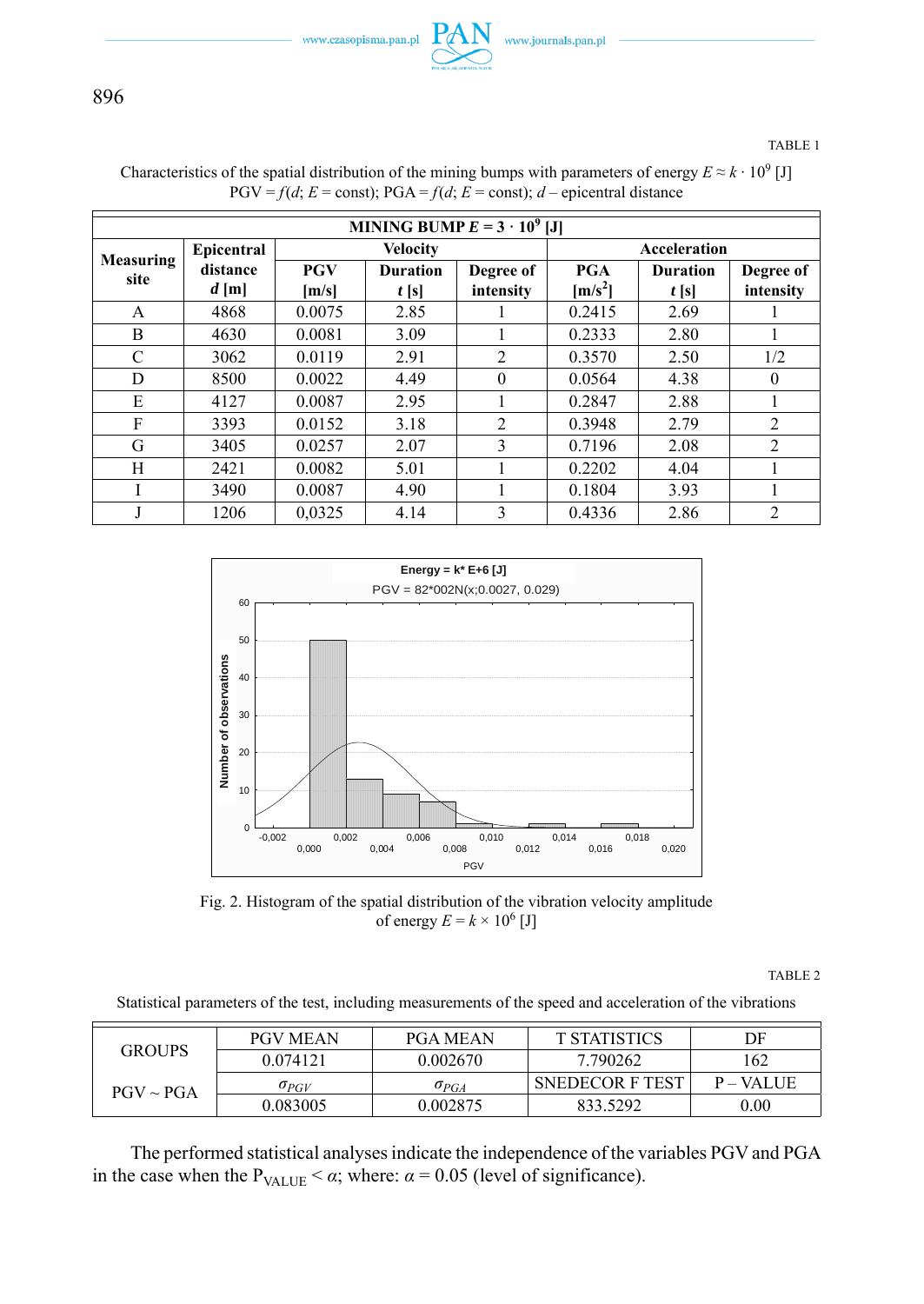TABLE 1

Characteristics of the spatial distribution of the mining bumps with parameters of energy $E \approx k \cdot 10^9$ [J] PGV = $f(d; E = \text{const})$; PGA = $f(d; E = \text{const})$; $d$ – epicentral distance

| MINING BUMP $E = 3 \cdot 10^9$ [J] | | | | | | | |
|---|---|---|---|---|---|---|---|
| **Measuring site** | **Epicentral distance *d* [m]** | **Velocity** | | | **Acceleration** | | |
| | | **PGV [m/s]** | **Duration *t* [s]** | **Degree of intensity** | **PGA [m/s$^2$]** | **Duration *t* [s]** | **Degree of intensity** |
| A | 4868 | 0.0075 | 2.85 | 1 | 0.2415 | 2.69 | 1 |
| B | 4630 | 0.0081 | 3.09 | 1 | 0.2333 | 2.80 | 1 |
| C | 3062 | 0.0119 | 2.91 | 2 | 0.3570 | 2.50 | 1/2 |
| D | 8500 | 0.0022 | 4.49 | 0 | 0.0564 | 4.38 | 0 |
| E | 4127 | 0.0087 | 2.95 | 1 | 0.2847 | 2.88 | 1 |
| F | 3393 | 0.0152 | 3.18 | 2 | 0.3948 | 2.79 | 2 |
| G | 3405 | 0.0257 | 2.07 | 3 | 0.7196 | 2.08 | 2 |
| H | 2421 | 0.0082 | 5.01 | 1 | 0.2202 | 4.04 | 1 |
| I | 3490 | 0.0087 | 4.90 | 1 | 0.1804 | 3.93 | 1 |
| J | 1206 | 0,0325 | 4.14 | 3 | 0.4336 | 2.86 | 2 |

Fig. 2. Histogram of the spatial distribution of the vibration velocity amplitude of energy $E = k \times 10^6$ [J]

TABLE 2

Statistical parameters of the test, including measurements of the speed and acceleration of the vibrations

| GROUPS | PGV MEAN | PGA MEAN | T STATISTICS | DF |
|---|---|---|---|---|
| | 0.074121 | 0.002670 | 7.790262 | 162 |
| PGV ~ PGA | $\sigma_{PGV}$ | $\sigma_{PGA}$ | SNEDECOR F TEST | P – VALUE |
| | 0.083005 | 0.002875 | 833.5292 | 0.00 |

The performed statistical analyses indicate the independence of the variables PGV and PGA in the case when the $P_{VALUE} < \alpha$; where: $\alpha = 0.05$ (level of significance).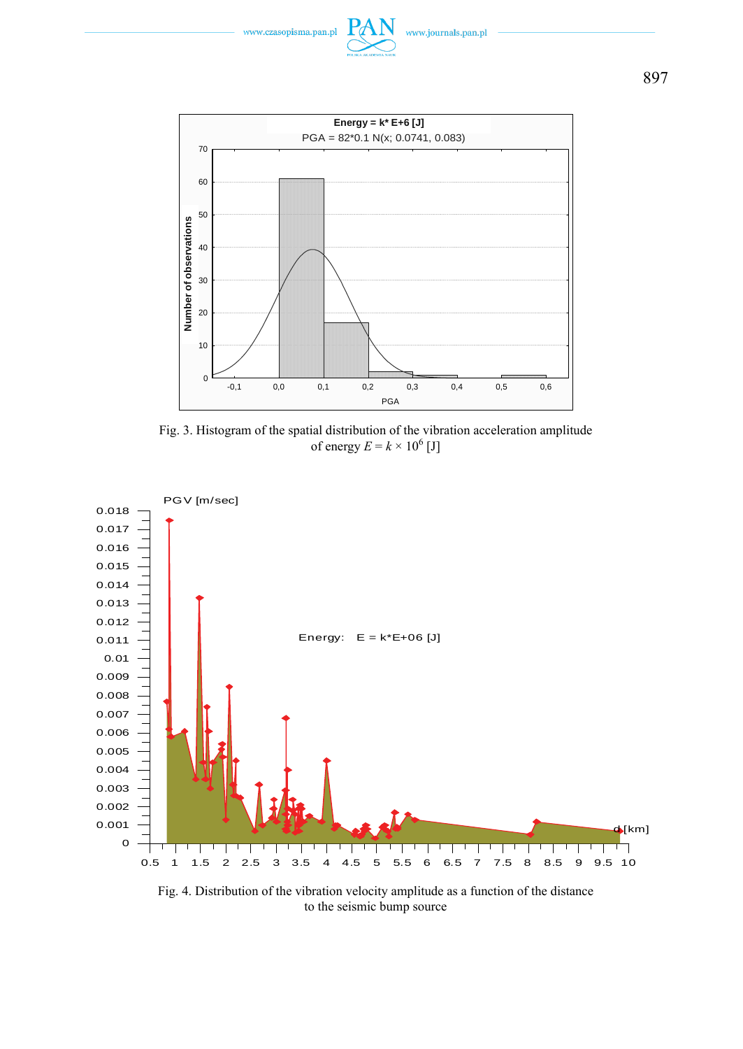Fig. 3. Histogram of the spatial distribution of the vibration acceleration amplitude of energy $E = k \times 10^6$ [J]

Fig. 4. Distribution of the vibration velocity amplitude as a function of the distance to the seismic bump source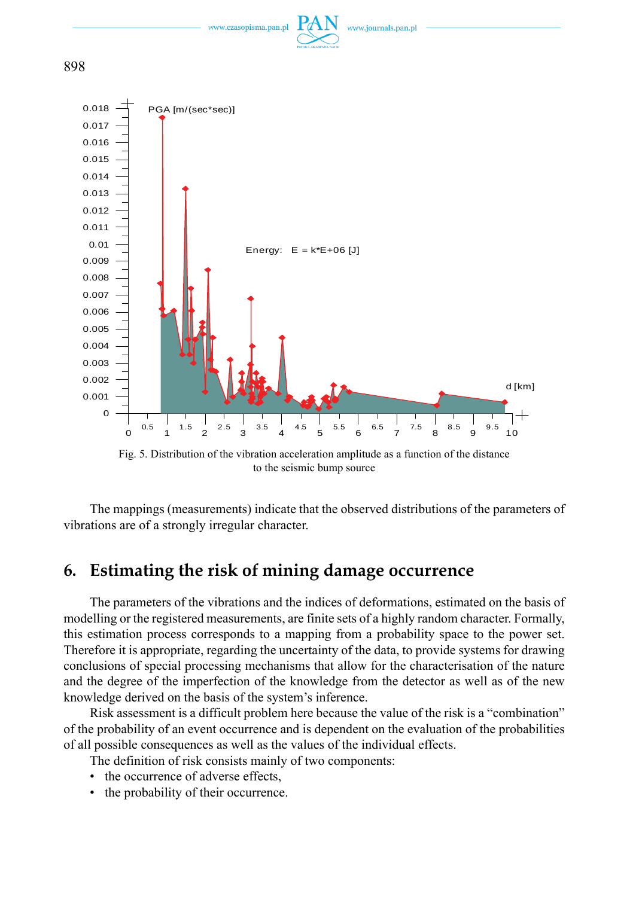Fig. 5. Distribution of the vibration acceleration amplitude as a function of the distance to the seismic bump source

The mappings (measurements) indicate that the observed distributions of the parameters of vibrations are of a strongly irregular character.

## 6. Estimating the risk of mining damage occurrence

The parameters of the vibrations and the indices of deformations, estimated on the basis of modelling or the registered measurements, are finite sets of a highly random character. Formally, this estimation process corresponds to a mapping from a probability space to the power set. Therefore it is appropriate, regarding the uncertainty of the data, to provide systems for drawing conclusions of special processing mechanisms that allow for the characterisation of the nature and the degree of the imperfection of the knowledge from the detector as well as of the new knowledge derived on the basis of the system's inference.

Risk assessment is a difficult problem here because the value of the risk is a "combination" of the probability of an event occurrence and is dependent on the evaluation of the probabilities of all possible consequences as well as the values of the individual effects.

The definition of risk consists mainly of two components:

- the occurrence of adverse effects,
- the probability of their occurrence.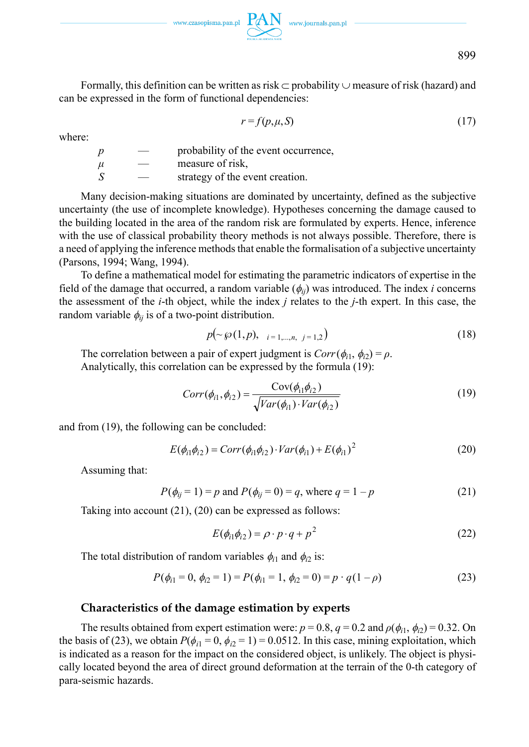Formally, this definition can be written as risk ⊂ probability ∪ measure of risk (hazard) and can be expressed in the form of functional dependencies:

$$r = f(p, \mu, S) \tag{17}$$

where:

| | | |
|---|---|---|
| $p$ | — | probability of the event occurrence, |
| $\mu$ | — | measure of risk, |
| $S$ | — | strategy of the event creation. |

Many decision-making situations are dominated by uncertainty, defined as the subjective uncertainty (the use of incomplete knowledge). Hypotheses concerning the damage caused to the building located in the area of the random risk are formulated by experts. Hence, inference with the use of classical probability theory methods is not always possible. Therefore, there is a need of applying the inference methods that enable the formalisation of a subjective uncertainty (Parsons, 1994; Wang, 1994).

To define a mathematical model for estimating the parametric indicators of expertise in the field of the damage that occurred, a random variable ($\phi_{ij}$) was introduced. The index $i$ concerns the assessment of the $i$-th object, while the index $j$ relates to the $j$-th expert. In this case, the random variable $\phi_{ij}$ is of a two-point distribution.

$$p\left(\sim \wp(1, p), \quad {}_{i=1,\ldots,n,\ \ j=1,2}\right) \tag{18}$$

The correlation between a pair of expert judgment is $Corr(\phi_{i1}, \phi_{i2}) = \rho$.

Analytically, this correlation can be expressed by the formula (19):

$$Corr(\phi_{i1}, \phi_{i2}) = \frac{\mathrm{Cov}(\phi_{i1}\phi_{i2})}{\sqrt{Var(\phi_{i1}) \cdot Var(\phi_{i2})}} \tag{19}$$

and from (19), the following can be concluded:

$$E(\phi_{i1}\phi_{i2}) = Corr(\phi_{i1}\phi_{i2}) \cdot Var(\phi_{i1}) + E(\phi_{i1})^2 \tag{20}$$

Assuming that:

$$P(\phi_{ij} = 1) = p \text{ and } P(\phi_{ij} = 0) = q, \text{ where } q = 1 - p \tag{21}$$

Taking into account (21), (20) can be expressed as follows:

$$E(\phi_{i1}\phi_{i2}) = \rho \cdot p \cdot q + p^2 \tag{22}$$

The total distribution of random variables $\phi_{i1}$ and $\phi_{i2}$ is:

$$P(\phi_{i1} = 0,\ \phi_{i2} = 1) = P(\phi_{i1} = 1,\ \phi_{i2} = 0) = p \cdot q(1 - \rho) \tag{23}$$

## Characteristics of the damage estimation by experts

The results obtained from expert estimation were: $p = 0.8$, $q = 0.2$ and $\rho(\phi_{i1}, \phi_{i2}) = 0.32$. On the basis of (23), we obtain $P(\phi_{i1} = 0, \phi_{i2} = 1) = 0.0512$. In this case, mining exploitation, which is indicated as a reason for the impact on the considered object, is unlikely. The object is physically located beyond the area of direct ground deformation at the terrain of the 0-th category of para-seismic hazards.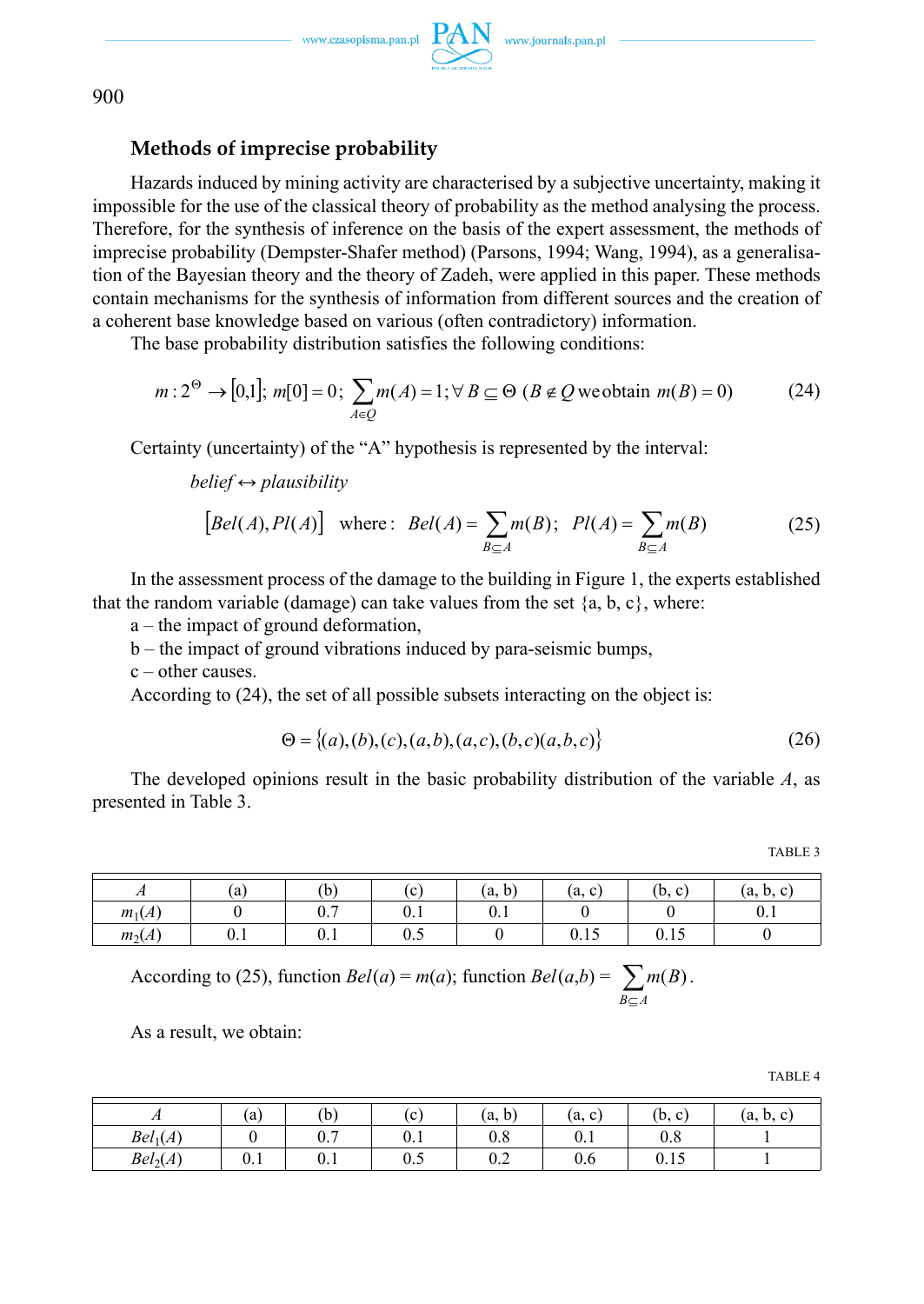### Methods of imprecise probability

Hazards induced by mining activity are characterised by a subjective uncertainty, making it impossible for the use of the classical theory of probability as the method analysing the process. Therefore, for the synthesis of inference on the basis of the expert assessment, the methods of imprecise probability (Dempster-Shafer method) (Parsons, 1994; Wang, 1994), as a generalisation of the Bayesian theory and the theory of Zadeh, were applied in this paper. These methods contain mechanisms for the synthesis of information from different sources and the creation of a coherent base knowledge based on various (often contradictory) information.

The base probability distribution satisfies the following conditions:

$$m: 2^{\Theta} \rightarrow [0,1];\ m[0]=0;\ \sum_{A \in Q} m(A)=1; \forall\, B \subseteq \Theta\ (B \notin Q \text{ we obtain } m(B)=0) \tag{24}$$

Certainty (uncertainty) of the "A" hypothesis is represented by the interval:

$$belief \leftrightarrow plausibility$$

$$[Bel(A), Pl(A)] \quad \text{where: } Bel(A)=\sum_{B \subseteq A} m(B);\ \ Pl(A)=\sum_{B \subseteq A} m(B) \tag{25}$$

In the assessment process of the damage to the building in Figure 1, the experts established that the random variable (damage) can take values from the set {a, b, c}, where:

a – the impact of ground deformation,
b – the impact of ground vibrations induced by para-seismic bumps,
c – other causes.

According to (24), the set of all possible subsets interacting on the object is:

$$\Theta = \{(a),(b),(c),(a,b),(a,c),(b,c)(a,b,c)\} \tag{26}$$

The developed opinions result in the basic probability distribution of the variable $A$, as presented in Table 3.

TABLE 3

| $A$ | (a) | (b) | (c) | (a, b) | (a, c) | (b, c) | (a, b, c) |
|---|---|---|---|---|---|---|---|
| $m_1(A)$ | 0 | 0.7 | 0.1 | 0.1 | 0 | 0 | 0.1 |
| $m_2(A)$ | 0.1 | 0.1 | 0.5 | 0 | 0.15 | 0.15 | 0 |

According to (25), function $Bel(a) = m(a)$; function $Bel(a,b) = \sum_{B \subseteq A} m(B)$.

As a result, we obtain:

TABLE 4

| $A$ | (a) | (b) | (c) | (a, b) | (a, c) | (b, c) | (a, b, c) |
|---|---|---|---|---|---|---|---|
| $Bel_1(A)$ | 0 | 0.7 | 0.1 | 0.8 | 0.1 | 0.8 | 1 |
| $Bel_2(A)$ | 0.1 | 0.1 | 0.5 | 0.2 | 0.6 | 0.15 | 1 |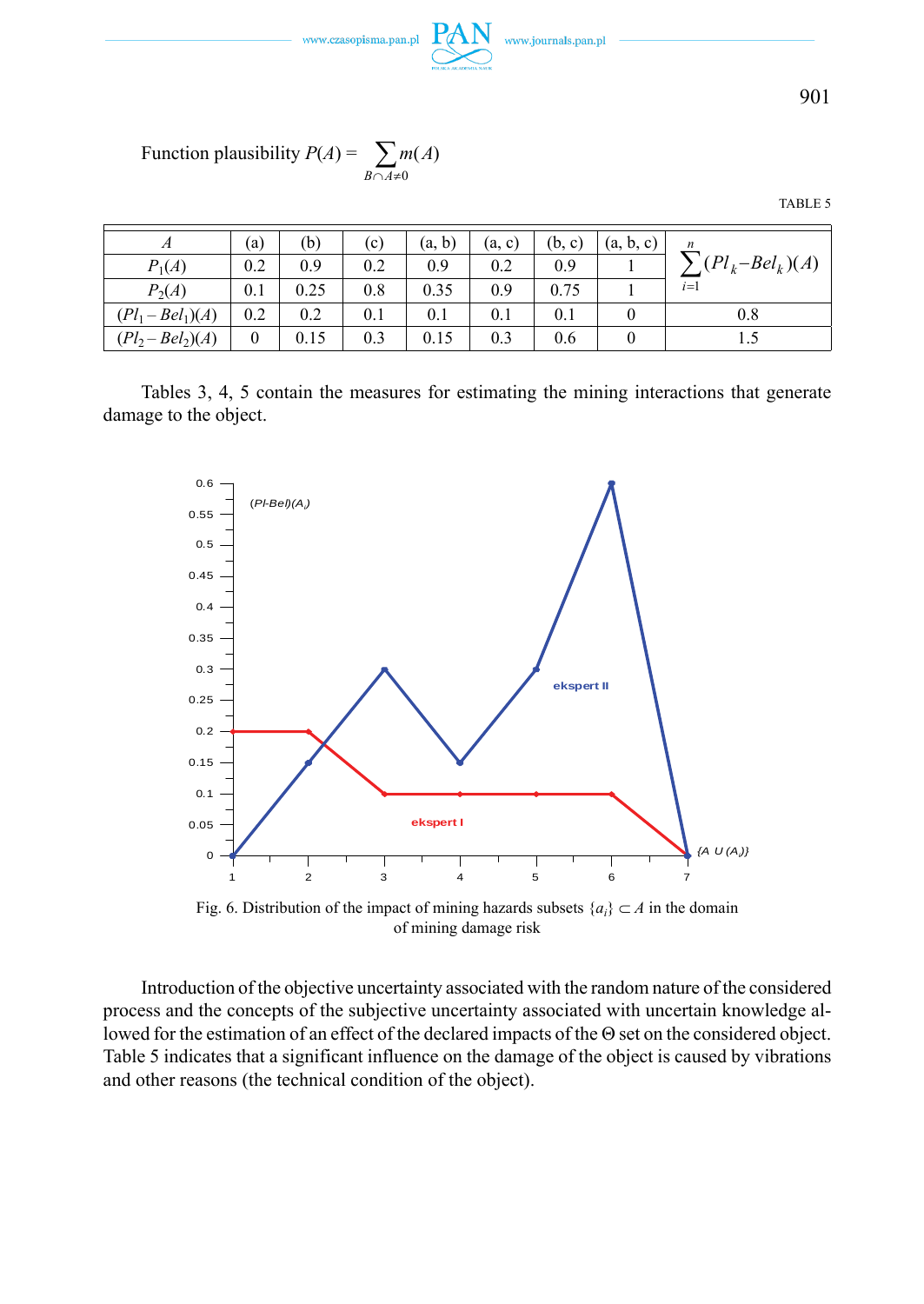Function plausibility $P(A) = \sum_{B \cap A \neq 0} m(A)$

TABLE 5

| $A$ | (a) | (b) | (c) | (a, b) | (a, c) | (b, c) | (a, b, c) | $\sum_{i=1}^{n} (Pl_k - Bel_k)(A)$ |
|---|---|---|---|---|---|---|---|---|
| $P_1(A)$ | 0.2 | 0.9 | 0.2 | 0.9 | 0.2 | 0.9 | 1 | |
| $P_2(A)$ | 0.1 | 0.25 | 0.8 | 0.35 | 0.9 | 0.75 | 1 | |
| $(Pl_1 - Bel_1)(A)$ | 0.2 | 0.2 | 0.1 | 0.1 | 0.1 | 0.1 | 0 | 0.8 |
| $(Pl_2 - Bel_2)(A)$ | 0 | 0.15 | 0.3 | 0.15 | 0.3 | 0.6 | 0 | 1.5 |

Tables 3, 4, 5 contain the measures for estimating the mining interactions that generate damage to the object.

Fig. 6. Distribution of the impact of mining hazards subsets $\{a_i\} \subset A$ in the domain of mining damage risk

Introduction of the objective uncertainty associated with the random nature of the considered process and the concepts of the subjective uncertainty associated with uncertain knowledge allowed for the estimation of an effect of the declared impacts of the $\Theta$ set on the considered object. Table 5 indicates that a significant influence on the damage of the object is caused by vibrations and other reasons (the technical condition of the object).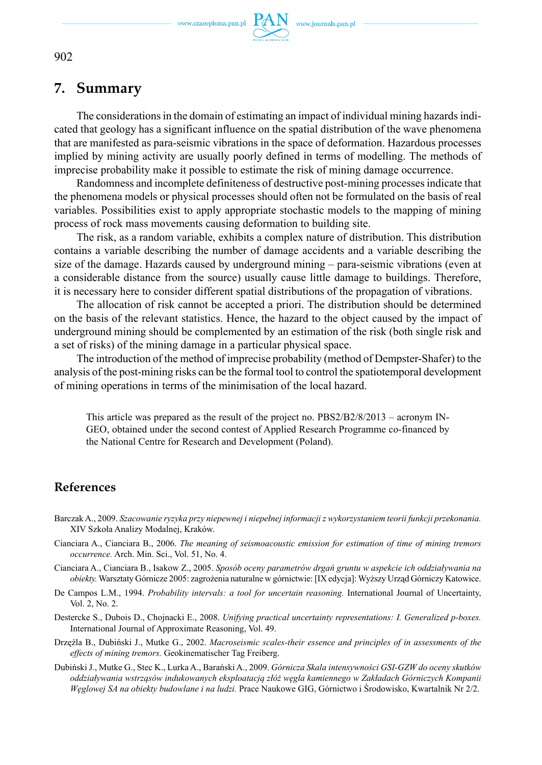## 7. Summary

The considerations in the domain of estimating an impact of individual mining hazards indicated that geology has a significant influence on the spatial distribution of the wave phenomena that are manifested as para-seismic vibrations in the space of deformation. Hazardous processes implied by mining activity are usually poorly defined in terms of modelling. The methods of imprecise probability make it possible to estimate the risk of mining damage occurrence.

Randomness and incomplete definiteness of destructive post-mining processes indicate that the phenomena models or physical processes should often not be formulated on the basis of real variables. Possibilities exist to apply appropriate stochastic models to the mapping of mining process of rock mass movements causing deformation to building site.

The risk, as a random variable, exhibits a complex nature of distribution. This distribution contains a variable describing the number of damage accidents and a variable describing the size of the damage. Hazards caused by underground mining – para-seismic vibrations (even at a considerable distance from the source) usually cause little damage to buildings. Therefore, it is necessary here to consider different spatial distributions of the propagation of vibrations.

The allocation of risk cannot be accepted a priori. The distribution should be determined on the basis of the relevant statistics. Hence, the hazard to the object caused by the impact of underground mining should be complemented by an estimation of the risk (both single risk and a set of risks) of the mining damage in a particular physical space.

The introduction of the method of imprecise probability (method of Dempster-Shafer) to the analysis of the post-mining risks can be the formal tool to control the spatiotemporal development of mining operations in terms of the minimisation of the local hazard.

This article was prepared as the result of the project no. PBS2/B2/8/2013 – acronym IN-GEO, obtained under the second contest of Applied Research Programme co-financed by the National Centre for Research and Development (Poland).

## References

Barczak A., 2009. *Szacowanie ryzyka przy niepewnej i niepełnej informacji z wykorzystaniem teorii funkcji przekonania.* XIV Szkoła Analizy Modalnej, Kraków.

Cianciara A., Cianciara B., 2006. *The meaning of seismoacoustic emission for estimation of time of mining tremors occurrence.* Arch. Min. Sci., Vol. 51, No. 4.

Cianciara A., Cianciara B., Isakow Z., 2005. *Sposób oceny parametrów drgań gruntu w aspekcie ich oddziaływania na obiekty.* Warsztaty Górnicze 2005: zagrożenia naturalne w górnictwie: [IX edycja]: Wyższy Urząd Górniczy Katowice.

De Campos L.M., 1994. *Probability intervals: a tool for uncertain reasoning.* International Journal of Uncertainty, Vol. 2, No. 2.

Destercke S., Dubois D., Chojnacki E., 2008. *Unifying practical uncertainty representations: I. Generalized p-boxes.* International Journal of Approximate Reasoning, Vol. 49.

Drzęźla B., Dubiński J., Mutke G., 2002. *Macroseismic scales-their essence and principles of in assessments of the effects of mining tremors.* Geokinematischer Tag Freiberg.

Dubiński J., Mutke G., Stec K., Lurka A., Barański A., 2009. *Górnicza Skala intensywności GSI-GZW do oceny skutków oddziaływania wstrząsów indukowanych eksploatacją złóż węgla kamiennego w Zakładach Górniczych Kompanii Węglowej SA na obiekty budowlane i na ludzi.* Prace Naukowe GIG, Górnictwo i Środowisko, Kwartalnik Nr 2/2.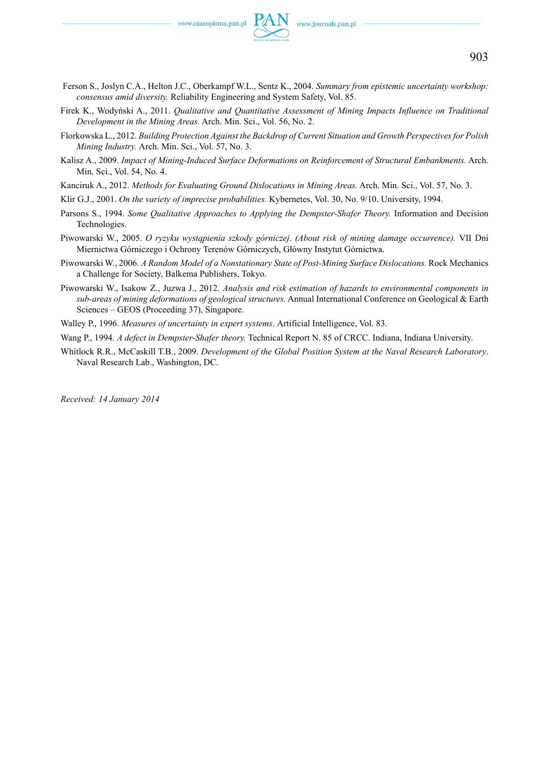Ferson S., Joslyn C.A., Helton J.C., Oberkampf W.L., Sentz K., 2004. *Summary from epistemic uncertainty workshop: consensus amid diversity.* Reliability Engineering and System Safety, Vol. 85.

Firek K., Wodyński A., 2011. *Qualitative and Quantitative Assessment of Mining Impacts Influence on Traditional Development in the Mining Areas.* Arch. Min. Sci., Vol. 56, No. 2.

Florkowska L., 2012. *Building Protection Against the Backdrop of Current Situation and Growth Perspectives for Polish Mining Industry.* Arch. Min. Sci., Vol. 57, No. 3.

Kalisz A., 2009. *Impact of Mining-Induced Surface Deformations on Reinforcement of Structural Embankments.* Arch. Min. Sci., Vol. 54, No. 4.

Kanciruk A., 2012. *Methods for Evaluating Ground Dislocations in Mining Areas.* Arch. Min. Sci., Vol. 57, No. 3.

Klir G.J., 2001. *On the variety of imprecise probabilities.* Kybernetes, Vol. 30, No. 9/10. University, 1994.

Parsons S., 1994. *Some Qualitative Approaches to Applying the Dempster-Shafer Theory.* Information and Decision Technologies.

Piwowarski W., 2005. *O ryzyku wystąpienia szkody górniczej. (About risk of mining damage occurrence).* VII Dni Miernictwa Górniczego i Ochrony Terenów Górniczych, Główny Instytut Górnictwa.

Piwowarski W., 2006. *A Random Model of a Nonstationary State of Post-Mining Surface Dislocations.* Rock Mechanics a Challenge for Society, Balkema Publishers, Tokyo.

Piwowarski W., Isakow Z., Juzwa J., 2012. *Analysis and risk estimation of hazards to environmental components in sub-areas of mining deformations of geological structures.* Annual International Conference on Geological & Earth Sciences – GEOS (Proceeding 37), Singapore.

Walley P., 1996. *Measures of uncertainty in expert systems*. Artificial Intelligence, Vol. 83.

Wang P., 1994. *A defect in Dempster-Shafer theory.* Technical Report N. 85 of CRCC. Indiana, Indiana University.

Whitlock R.R., McCaskill T.B., 2009. *Development of the Global Position System at the Naval Research Laboratory*. Naval Research Lab., Washington, DC.

*Received: 14 January 2014*